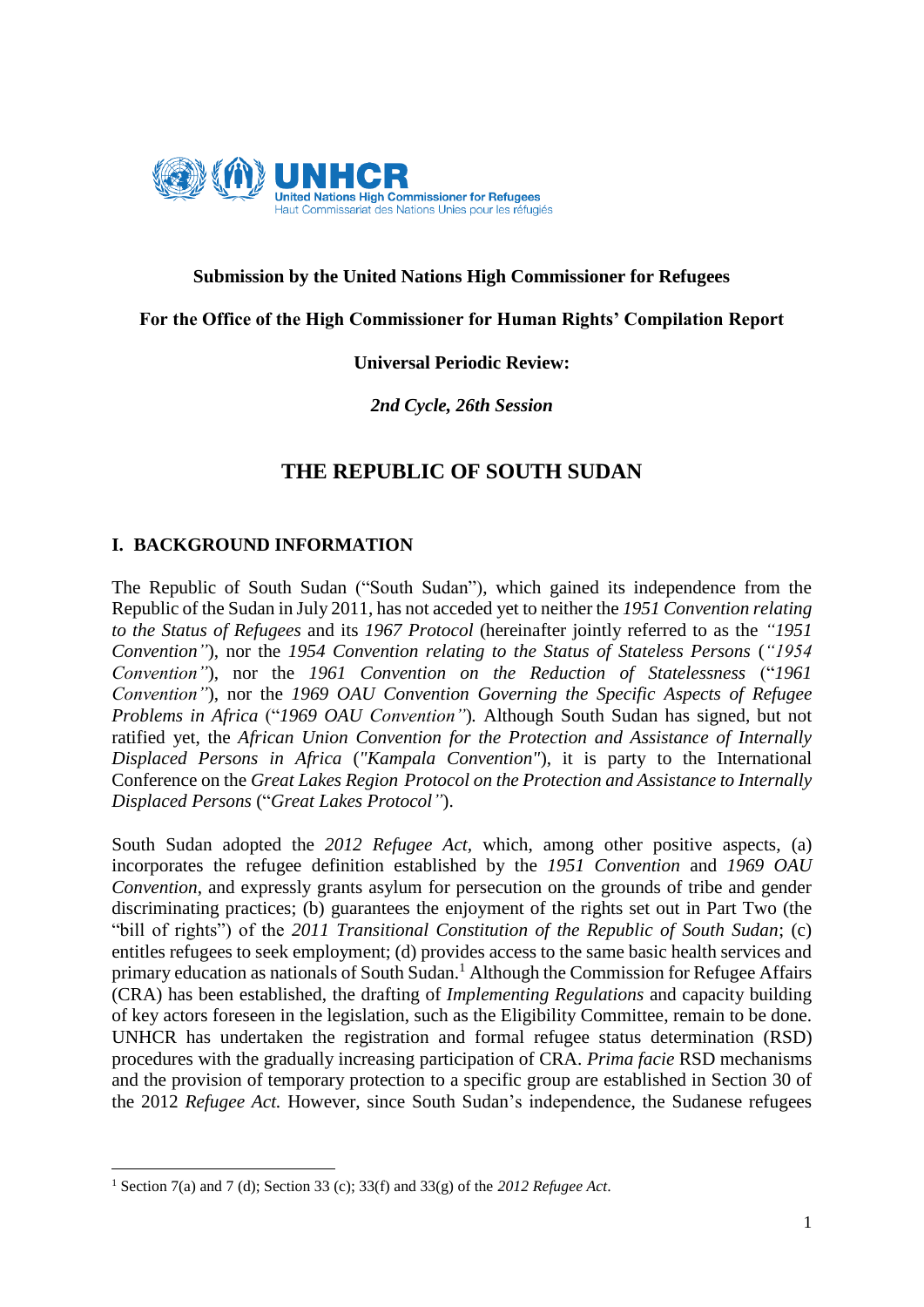**Submission by the United Nations High Commissioner for Refugees**

**For the Office of the High Commissioner for Human Rights' Compilation Report**

**Universal Periodic Review:**

***2nd Cycle, 26th Session***

# THE REPUBLIC OF SOUTH SUDAN

## I. BACKGROUND INFORMATION

The Republic of South Sudan ("South Sudan"), which gained its independence from the Republic of the Sudan in July 2011, has not acceded yet to neither the *1951 Convention relating to the Status of Refugees* and its *1967 Protocol* (hereinafter jointly referred to as the *"1951 Convention"*), nor the *1954 Convention relating to the Status of Stateless Persons* (*"1954 Convention"*), nor the *1961 Convention on the Reduction of Statelessness* ("*1961 Convention"*), nor the *1969 OAU Convention Governing the Specific Aspects of Refugee Problems in Africa* ("*1969 OAU Convention"*). Although South Sudan has signed, but not ratified yet, the *African Union Convention for the Protection and Assistance of Internally Displaced Persons in Africa* (*"Kampala Convention"*), it is party to the International Conference on the *Great Lakes Region Protocol on the Protection and Assistance to Internally Displaced Persons* ("*Great Lakes Protocol"*).

South Sudan adopted the *2012 Refugee Act*, which, among other positive aspects, (a) incorporates the refugee definition established by the *1951 Convention* and *1969 OAU Convention*, and expressly grants asylum for persecution on the grounds of tribe and gender discriminating practices; (b) guarantees the enjoyment of the rights set out in Part Two (the "bill of rights") of the *2011 Transitional Constitution of the Republic of South Sudan*; (c) entitles refugees to seek employment; (d) provides access to the same basic health services and primary education as nationals of South Sudan.[1] Although the Commission for Refugee Affairs (CRA) has been established, the drafting of *Implementing Regulations* and capacity building of key actors foreseen in the legislation, such as the Eligibility Committee, remain to be done. UNHCR has undertaken the registration and formal refugee status determination (RSD) procedures with the gradually increasing participation of CRA. *Prima facie* RSD mechanisms and the provision of temporary protection to a specific group are established in Section 30 of the 2012 *Refugee Act.* However, since South Sudan's independence, the Sudanese refugees

---

[1] Section 7(a) and 7 (d); Section 33 (c); 33(f) and 33(g) of the *2012 Refugee Act*.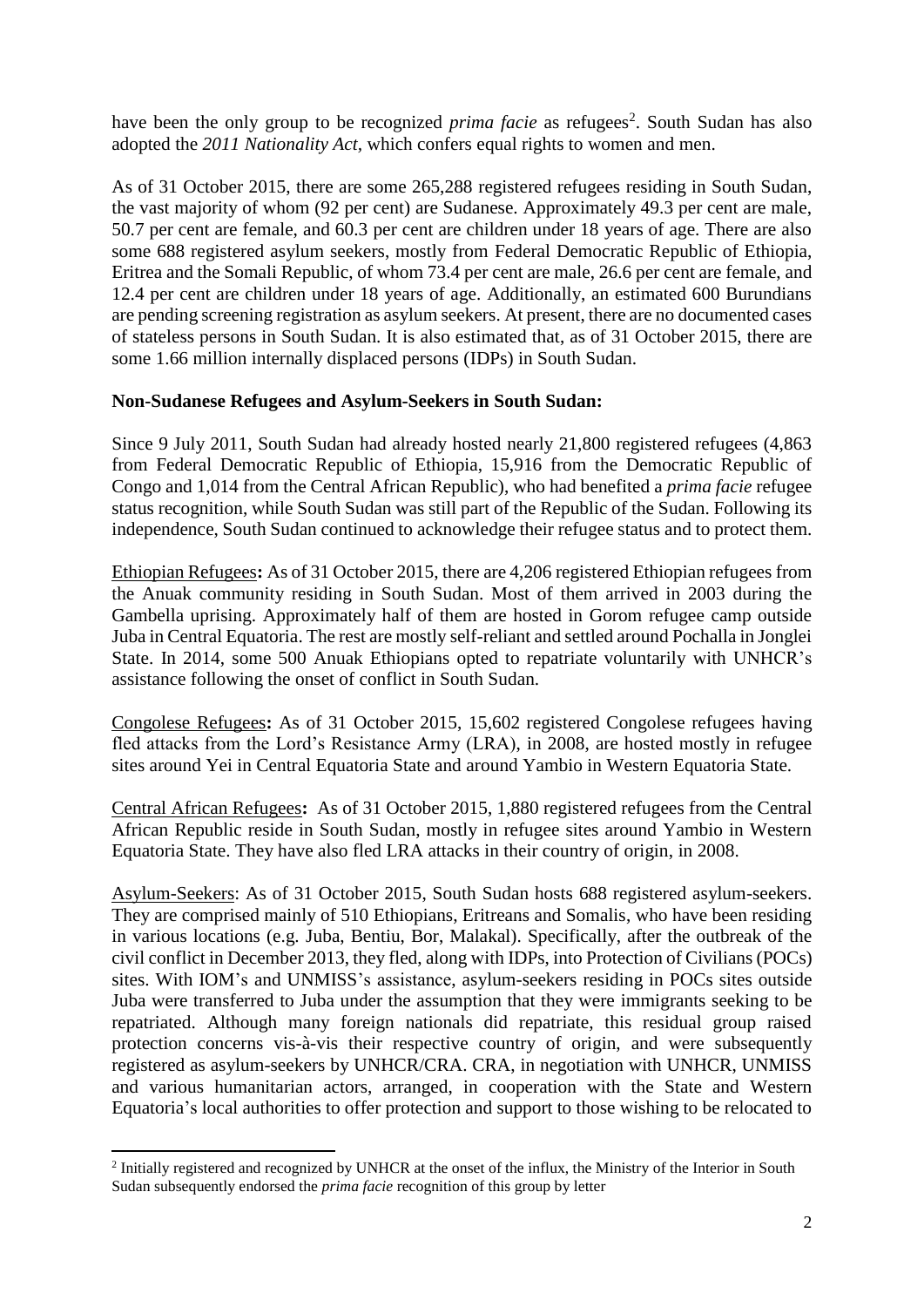have been the only group to be recognized *prima facie* as refugees[2]. South Sudan has also adopted the *2011 Nationality Act*, which confers equal rights to women and men.

As of 31 October 2015, there are some 265,288 registered refugees residing in South Sudan, the vast majority of whom (92 per cent) are Sudanese. Approximately 49.3 per cent are male, 50.7 per cent are female, and 60.3 per cent are children under 18 years of age. There are also some 688 registered asylum seekers, mostly from Federal Democratic Republic of Ethiopia, Eritrea and the Somali Republic, of whom 73.4 per cent are male, 26.6 per cent are female, and 12.4 per cent are children under 18 years of age. Additionally, an estimated 600 Burundians are pending screening registration as asylum seekers. At present, there are no documented cases of stateless persons in South Sudan. It is also estimated that, as of 31 October 2015, there are some 1.66 million internally displaced persons (IDPs) in South Sudan.

**Non-Sudanese Refugees and Asylum-Seekers in South Sudan:**

Since 9 July 2011, South Sudan had already hosted nearly 21,800 registered refugees (4,863 from Federal Democratic Republic of Ethiopia, 15,916 from the Democratic Republic of Congo and 1,014 from the Central African Republic), who had benefited a *prima facie* refugee status recognition, while South Sudan was still part of the Republic of the Sudan. Following its independence, South Sudan continued to acknowledge their refugee status and to protect them.

Ethiopian Refugees**:** As of 31 October 2015, there are 4,206 registered Ethiopian refugees from the Anuak community residing in South Sudan. Most of them arrived in 2003 during the Gambella uprising. Approximately half of them are hosted in Gorom refugee camp outside Juba in Central Equatoria. The rest are mostly self-reliant and settled around Pochalla in Jonglei State. In 2014, some 500 Anuak Ethiopians opted to repatriate voluntarily with UNHCR's assistance following the onset of conflict in South Sudan.

Congolese Refugees**:** As of 31 October 2015, 15,602 registered Congolese refugees having fled attacks from the Lord's Resistance Army (LRA), in 2008, are hosted mostly in refugee sites around Yei in Central Equatoria State and around Yambio in Western Equatoria State.

Central African Refugees**:** As of 31 October 2015, 1,880 registered refugees from the Central African Republic reside in South Sudan, mostly in refugee sites around Yambio in Western Equatoria State. They have also fled LRA attacks in their country of origin, in 2008.

Asylum-Seekers: As of 31 October 2015, South Sudan hosts 688 registered asylum-seekers. They are comprised mainly of 510 Ethiopians, Eritreans and Somalis, who have been residing in various locations (e.g. Juba, Bentiu, Bor, Malakal). Specifically, after the outbreak of the civil conflict in December 2013, they fled, along with IDPs, into Protection of Civilians (POCs) sites. With IOM's and UNMISS's assistance, asylum-seekers residing in POCs sites outside Juba were transferred to Juba under the assumption that they were immigrants seeking to be repatriated. Although many foreign nationals did repatriate, this residual group raised protection concerns vis-à-vis their respective country of origin, and were subsequently registered as asylum-seekers by UNHCR/CRA. CRA, in negotiation with UNHCR, UNMISS and various humanitarian actors, arranged, in cooperation with the State and Western Equatoria's local authorities to offer protection and support to those wishing to be relocated to

[2] Initially registered and recognized by UNHCR at the onset of the influx, the Ministry of the Interior in South Sudan subsequently endorsed the *prima facie* recognition of this group by letter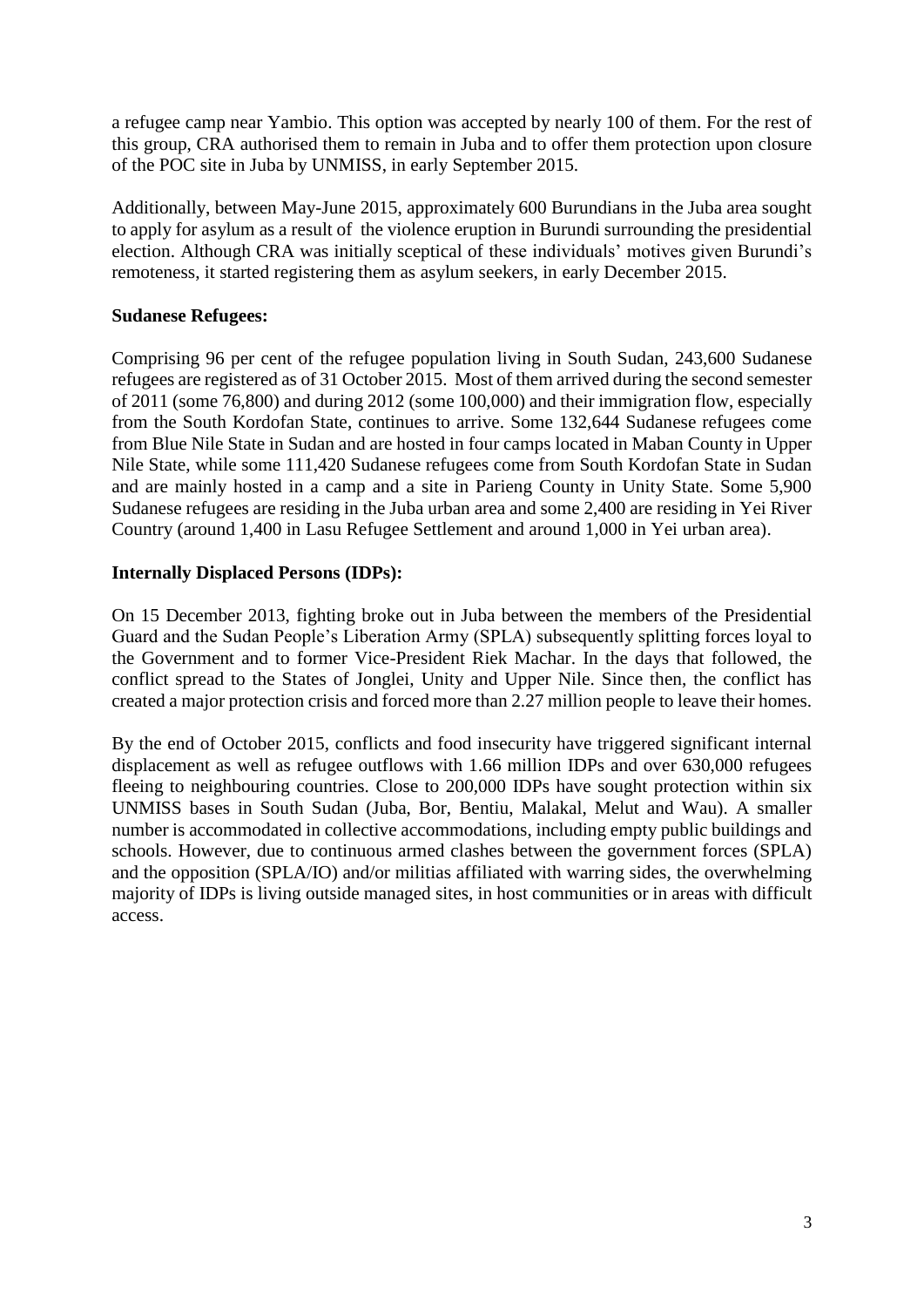a refugee camp near Yambio. This option was accepted by nearly 100 of them. For the rest of this group, CRA authorised them to remain in Juba and to offer them protection upon closure of the POC site in Juba by UNMISS, in early September 2015.

Additionally, between May-June 2015, approximately 600 Burundians in the Juba area sought to apply for asylum as a result of the violence eruption in Burundi surrounding the presidential election. Although CRA was initially sceptical of these individuals' motives given Burundi's remoteness, it started registering them as asylum seekers, in early December 2015.

**Sudanese Refugees:**

Comprising 96 per cent of the refugee population living in South Sudan, 243,600 Sudanese refugees are registered as of 31 October 2015. Most of them arrived during the second semester of 2011 (some 76,800) and during 2012 (some 100,000) and their immigration flow, especially from the South Kordofan State, continues to arrive. Some 132,644 Sudanese refugees come from Blue Nile State in Sudan and are hosted in four camps located in Maban County in Upper Nile State, while some 111,420 Sudanese refugees come from South Kordofan State in Sudan and are mainly hosted in a camp and a site in Parieng County in Unity State. Some 5,900 Sudanese refugees are residing in the Juba urban area and some 2,400 are residing in Yei River Country (around 1,400 in Lasu Refugee Settlement and around 1,000 in Yei urban area).

**Internally Displaced Persons (IDPs):**

On 15 December 2013, fighting broke out in Juba between the members of the Presidential Guard and the Sudan People's Liberation Army (SPLA) subsequently splitting forces loyal to the Government and to former Vice-President Riek Machar. In the days that followed, the conflict spread to the States of Jonglei, Unity and Upper Nile. Since then, the conflict has created a major protection crisis and forced more than 2.27 million people to leave their homes.

By the end of October 2015, conflicts and food insecurity have triggered significant internal displacement as well as refugee outflows with 1.66 million IDPs and over 630,000 refugees fleeing to neighbouring countries. Close to 200,000 IDPs have sought protection within six UNMISS bases in South Sudan (Juba, Bor, Bentiu, Malakal, Melut and Wau). A smaller number is accommodated in collective accommodations, including empty public buildings and schools. However, due to continuous armed clashes between the government forces (SPLA) and the opposition (SPLA/IO) and/or militias affiliated with warring sides, the overwhelming majority of IDPs is living outside managed sites, in host communities or in areas with difficult access.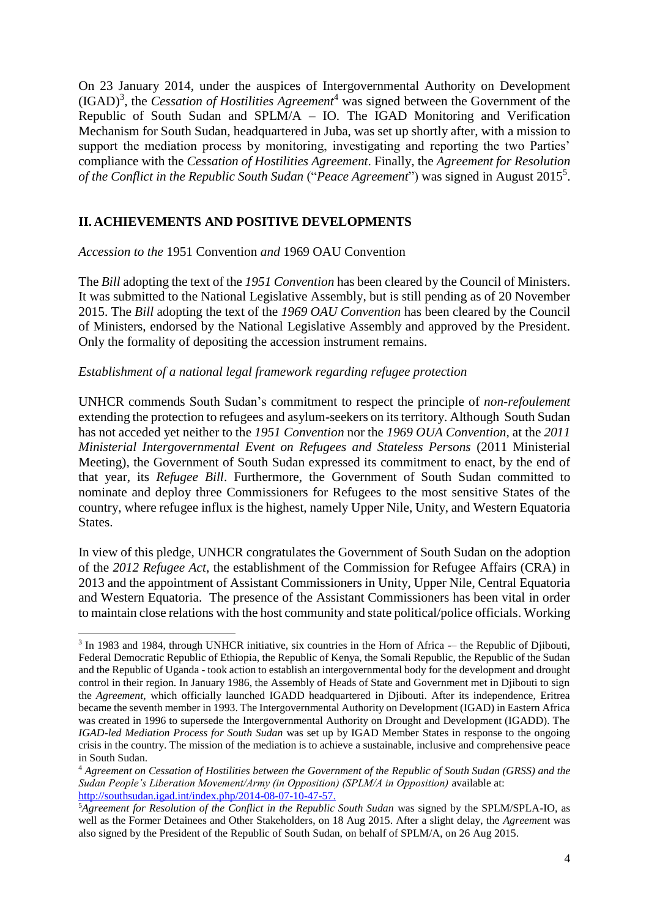On 23 January 2014, under the auspices of Intergovernmental Authority on Development (IGAD)[3], the *Cessation of Hostilities Agreement*[4] was signed between the Government of the Republic of South Sudan and SPLM/A – IO. The IGAD Monitoring and Verification Mechanism for South Sudan, headquartered in Juba, was set up shortly after, with a mission to support the mediation process by monitoring, investigating and reporting the two Parties' compliance with the *Cessation of Hostilities Agreement*. Finally, the *Agreement for Resolution of the Conflict in the Republic South Sudan* ("*Peace Agreement*") was signed in August 2015[5].

## II. ACHIEVEMENTS AND POSITIVE DEVELOPMENTS

*Accession to the* 1951 Convention *and* 1969 OAU Convention

The *Bill* adopting the text of the *1951 Convention* has been cleared by the Council of Ministers. It was submitted to the National Legislative Assembly, but is still pending as of 20 November 2015. The *Bill* adopting the text of the *1969 OAU Convention* has been cleared by the Council of Ministers, endorsed by the National Legislative Assembly and approved by the President. Only the formality of depositing the accession instrument remains.

*Establishment of a national legal framework regarding refugee protection*

UNHCR commends South Sudan's commitment to respect the principle of *non-refoulement* extending the protection to refugees and asylum-seekers on its territory. Although South Sudan has not acceded yet neither to the *1951 Convention* nor the *1969 OUA Convention*, at the *2011 Ministerial Intergovernmental Event on Refugees and Stateless Persons* (2011 Ministerial Meeting), the Government of South Sudan expressed its commitment to enact, by the end of that year, its *Refugee Bill*. Furthermore, the Government of South Sudan committed to nominate and deploy three Commissioners for Refugees to the most sensitive States of the country, where refugee influx is the highest, namely Upper Nile, Unity, and Western Equatoria States.

In view of this pledge, UNHCR congratulates the Government of South Sudan on the adoption of the *2012 Refugee Act*, the establishment of the Commission for Refugee Affairs (CRA) in 2013 and the appointment of Assistant Commissioners in Unity, Upper Nile, Central Equatoria and Western Equatoria. The presence of the Assistant Commissioners has been vital in order to maintain close relations with the host community and state political/police officials. Working

---

[3] In 1983 and 1984, through UNHCR initiative, six countries in the Horn of Africa -– the Republic of Djibouti, Federal Democratic Republic of Ethiopia, the Republic of Kenya, the Somali Republic, the Republic of the Sudan and the Republic of Uganda - took action to establish an intergovernmental body for the development and drought control in their region. In January 1986, the Assembly of Heads of State and Government met in Djibouti to sign the *Agreement,* which officially launched IGADD headquartered in Djibouti. After its independence, Eritrea became the seventh member in 1993. The Intergovernmental Authority on Development (IGAD) in Eastern Africa was created in 1996 to supersede the Intergovernmental Authority on Drought and Development (IGADD). The *IGAD-led Mediation Process for South Sudan* was set up by IGAD Member States in response to the ongoing crisis in the country. The mission of the mediation is to achieve a sustainable, inclusive and comprehensive peace in South Sudan.

[4] *Agreement on Cessation of Hostilities between the Government of the Republic of South Sudan (GRSS) and the Sudan People's Liberation Movement/Army (in Opposition) (SPLM/A in Opposition)* available at: http://southsudan.igad.int/index.php/2014-08-07-10-47-57.

[5] *Agreement for Resolution of the Conflict in the Republic South Sudan* was signed by the SPLM/SPLA-IO, as well as the Former Detainees and Other Stakeholders, on 18 Aug 2015. After a slight delay, the *Agreeme*nt was also signed by the President of the Republic of South Sudan, on behalf of SPLM/A, on 26 Aug 2015.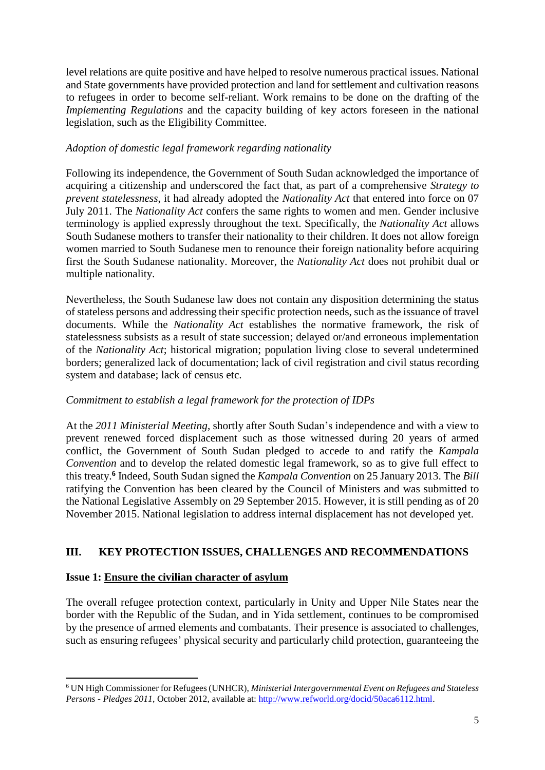level relations are quite positive and have helped to resolve numerous practical issues. National and State governments have provided protection and land for settlement and cultivation reasons to refugees in order to become self-reliant. Work remains to be done on the drafting of the *Implementing Regulations* and the capacity building of key actors foreseen in the national legislation, such as the Eligibility Committee.

*Adoption of domestic legal framework regarding nationality*

Following its independence, the Government of South Sudan acknowledged the importance of acquiring a citizenship and underscored the fact that, as part of a comprehensive *Strategy to prevent statelessness*, it had already adopted the *Nationality Act* that entered into force on 07 July 2011. The *Nationality Act* confers the same rights to women and men. Gender inclusive terminology is applied expressly throughout the text. Specifically, the *Nationality Act* allows South Sudanese mothers to transfer their nationality to their children. It does not allow foreign women married to South Sudanese men to renounce their foreign nationality before acquiring first the South Sudanese nationality. Moreover, the *Nationality Act* does not prohibit dual or multiple nationality.

Nevertheless, the South Sudanese law does not contain any disposition determining the status of stateless persons and addressing their specific protection needs, such as the issuance of travel documents. While the *Nationality Act* establishes the normative framework, the risk of statelessness subsists as a result of state succession; delayed or/and erroneous implementation of the *Nationality Act*; historical migration; population living close to several undetermined borders; generalized lack of documentation; lack of civil registration and civil status recording system and database; lack of census etc.

*Commitment to establish a legal framework for the protection of IDPs*

At the *2011 Ministerial Meeting*, shortly after South Sudan's independence and with a view to prevent renewed forced displacement such as those witnessed during 20 years of armed conflict, the Government of South Sudan pledged to accede to and ratify the *Kampala Convention* and to develop the related domestic legal framework, so as to give full effect to this treaty.[6] Indeed, South Sudan signed the *Kampala Convention* on 25 January 2013. The *Bill* ratifying the Convention has been cleared by the Council of Ministers and was submitted to the National Legislative Assembly on 29 September 2015. However, it is still pending as of 20 November 2015. National legislation to address internal displacement has not developed yet.

## III. KEY PROTECTION ISSUES, CHALLENGES AND RECOMMENDATIONS

**Issue 1: Ensure the civilian character of asylum**

The overall refugee protection context, particularly in Unity and Upper Nile States near the border with the Republic of the Sudan, and in Yida settlement, continues to be compromised by the presence of armed elements and combatants. Their presence is associated to challenges, such as ensuring refugees' physical security and particularly child protection, guaranteeing the

---

[6] UN High Commissioner for Refugees (UNHCR), *Ministerial Intergovernmental Event on Refugees and Stateless Persons - Pledges 2011*, October 2012, available at: http://www.refworld.org/docid/50aca6112.html.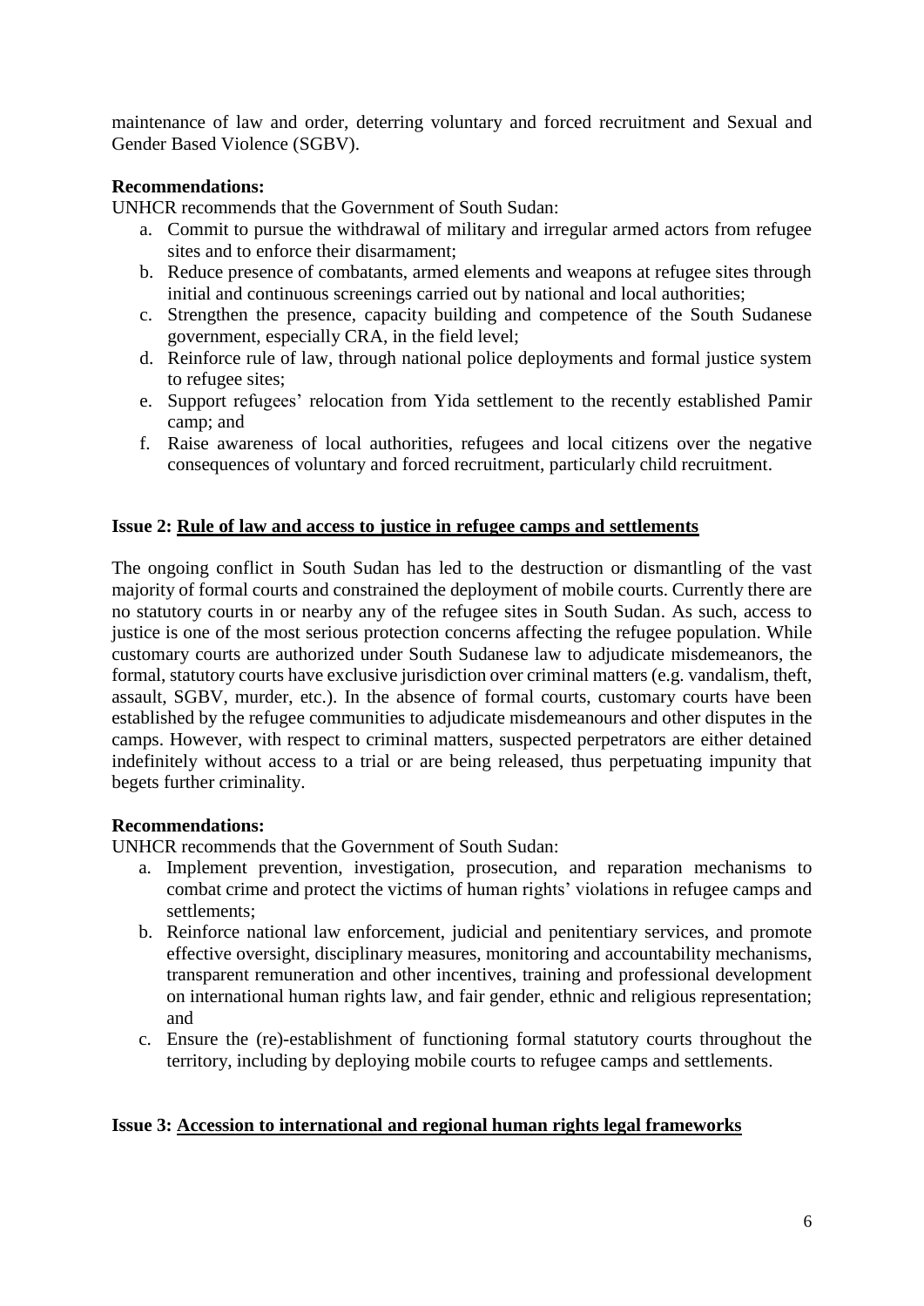maintenance of law and order, deterring voluntary and forced recruitment and Sexual and Gender Based Violence (SGBV).

**Recommendations:**

UNHCR recommends that the Government of South Sudan:

a. Commit to pursue the withdrawal of military and irregular armed actors from refugee sites and to enforce their disarmament;
b. Reduce presence of combatants, armed elements and weapons at refugee sites through initial and continuous screenings carried out by national and local authorities;
c. Strengthen the presence, capacity building and competence of the South Sudanese government, especially CRA, in the field level;
d. Reinforce rule of law, through national police deployments and formal justice system to refugee sites;
e. Support refugees' relocation from Yida settlement to the recently established Pamir camp; and
f. Raise awareness of local authorities, refugees and local citizens over the negative consequences of voluntary and forced recruitment, particularly child recruitment.

**Issue 2: <u>Rule of law and access to justice in refugee camps and settlements</u>**

The ongoing conflict in South Sudan has led to the destruction or dismantling of the vast majority of formal courts and constrained the deployment of mobile courts. Currently there are no statutory courts in or nearby any of the refugee sites in South Sudan. As such, access to justice is one of the most serious protection concerns affecting the refugee population. While customary courts are authorized under South Sudanese law to adjudicate misdemeanors, the formal, statutory courts have exclusive jurisdiction over criminal matters (e.g. vandalism, theft, assault, SGBV, murder, etc.). In the absence of formal courts, customary courts have been established by the refugee communities to adjudicate misdemeanours and other disputes in the camps. However, with respect to criminal matters, suspected perpetrators are either detained indefinitely without access to a trial or are being released, thus perpetuating impunity that begets further criminality.

**Recommendations:**

UNHCR recommends that the Government of South Sudan:

a. Implement prevention, investigation, prosecution, and reparation mechanisms to combat crime and protect the victims of human rights' violations in refugee camps and settlements;
b. Reinforce national law enforcement, judicial and penitentiary services, and promote effective oversight, disciplinary measures, monitoring and accountability mechanisms, transparent remuneration and other incentives, training and professional development on international human rights law, and fair gender, ethnic and religious representation; and
c. Ensure the (re)-establishment of functioning formal statutory courts throughout the territory, including by deploying mobile courts to refugee camps and settlements.

**Issue 3: <u>Accession to international and regional human rights legal frameworks</u>**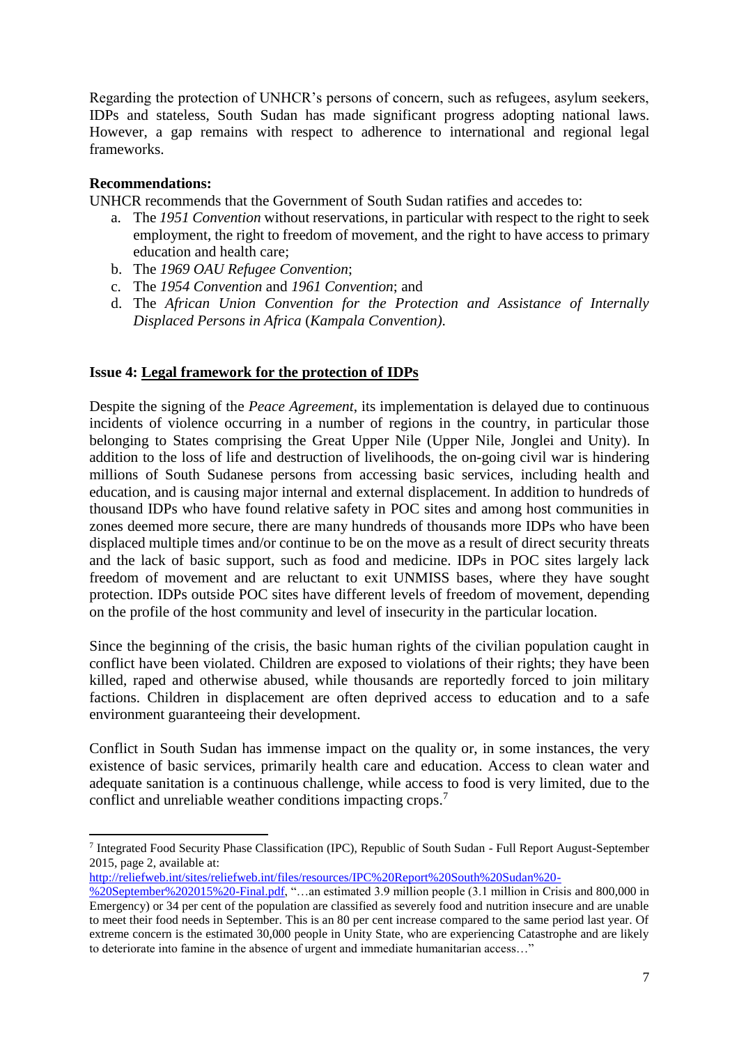Regarding the protection of UNHCR's persons of concern, such as refugees, asylum seekers, IDPs and stateless, South Sudan has made significant progress adopting national laws. However, a gap remains with respect to adherence to international and regional legal frameworks.

**Recommendations:**

UNHCR recommends that the Government of South Sudan ratifies and accedes to:

a. The *1951 Convention* without reservations, in particular with respect to the right to seek employment, the right to freedom of movement, and the right to have access to primary education and health care;
b. The *1969 OAU Refugee Convention*;
c. The *1954 Convention* and *1961 Convention*; and
d. The *African Union Convention for the Protection and Assistance of Internally Displaced Persons in Africa* (*Kampala Convention).*

**Issue 4: <u>Legal framework for the protection of IDPs</u>**

Despite the signing of the *Peace Agreement*, its implementation is delayed due to continuous incidents of violence occurring in a number of regions in the country, in particular those belonging to States comprising the Great Upper Nile (Upper Nile, Jonglei and Unity). In addition to the loss of life and destruction of livelihoods, the on-going civil war is hindering millions of South Sudanese persons from accessing basic services, including health and education, and is causing major internal and external displacement. In addition to hundreds of thousand IDPs who have found relative safety in POC sites and among host communities in zones deemed more secure, there are many hundreds of thousands more IDPs who have been displaced multiple times and/or continue to be on the move as a result of direct security threats and the lack of basic support, such as food and medicine. IDPs in POC sites largely lack freedom of movement and are reluctant to exit UNMISS bases, where they have sought protection. IDPs outside POC sites have different levels of freedom of movement, depending on the profile of the host community and level of insecurity in the particular location.

Since the beginning of the crisis, the basic human rights of the civilian population caught in conflict have been violated. Children are exposed to violations of their rights; they have been killed, raped and otherwise abused, while thousands are reportedly forced to join military factions. Children in displacement are often deprived access to education and to a safe environment guaranteeing their development.

Conflict in South Sudan has immense impact on the quality or, in some instances, the very existence of basic services, primarily health care and education. Access to clean water and adequate sanitation is a continuous challenge, while access to food is very limited, due to the conflict and unreliable weather conditions impacting crops.[7]

---

[7] Integrated Food Security Phase Classification (IPC), Republic of South Sudan - Full Report August-September 2015, page 2, available at: http://reliefweb.int/sites/reliefweb.int/files/resources/IPC%20Report%20South%20Sudan%20-%20September%202015%20-Final.pdf, "…an estimated 3.9 million people (3.1 million in Crisis and 800,000 in Emergency) or 34 per cent of the population are classified as severely food and nutrition insecure and are unable to meet their food needs in September. This is an 80 per cent increase compared to the same period last year. Of extreme concern is the estimated 30,000 people in Unity State, who are experiencing Catastrophe and are likely to deteriorate into famine in the absence of urgent and immediate humanitarian access…"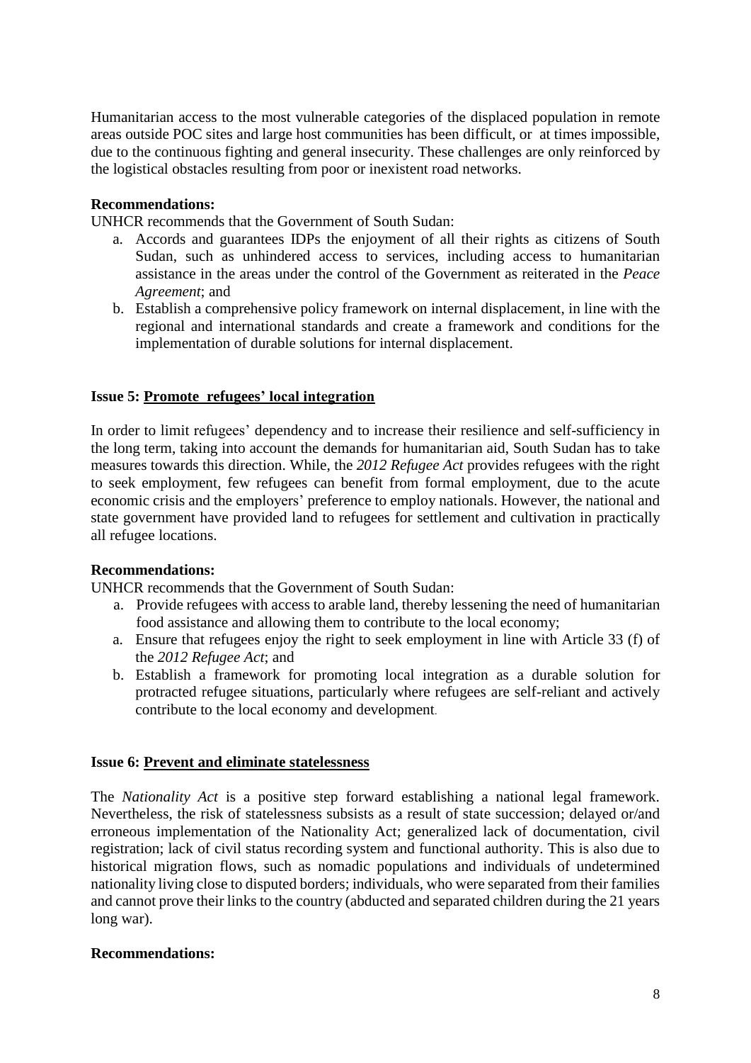Humanitarian access to the most vulnerable categories of the displaced population in remote areas outside POC sites and large host communities has been difficult, or at times impossible, due to the continuous fighting and general insecurity. These challenges are only reinforced by the logistical obstacles resulting from poor or inexistent road networks.

**Recommendations:**

UNHCR recommends that the Government of South Sudan:

a. Accords and guarantees IDPs the enjoyment of all their rights as citizens of South Sudan, such as unhindered access to services, including access to humanitarian assistance in the areas under the control of the Government as reiterated in the *Peace Agreement*; and
b. Establish a comprehensive policy framework on internal displacement, in line with the regional and international standards and create a framework and conditions for the implementation of durable solutions for internal displacement.

**Issue 5: <u>Promote refugees' local integration</u>**

In order to limit refugees' dependency and to increase their resilience and self-sufficiency in the long term, taking into account the demands for humanitarian aid, South Sudan has to take measures towards this direction. While, the *2012 Refugee Act* provides refugees with the right to seek employment, few refugees can benefit from formal employment, due to the acute economic crisis and the employers' preference to employ nationals. However, the national and state government have provided land to refugees for settlement and cultivation in practically all refugee locations.

**Recommendations:**

UNHCR recommends that the Government of South Sudan:

a. Provide refugees with access to arable land, thereby lessening the need of humanitarian food assistance and allowing them to contribute to the local economy;
a. Ensure that refugees enjoy the right to seek employment in line with Article 33 (f) of the *2012 Refugee Act*; and
b. Establish a framework for promoting local integration as a durable solution for protracted refugee situations, particularly where refugees are self-reliant and actively contribute to the local economy and development.

**Issue 6: <u>Prevent and eliminate statelessness</u>**

The *Nationality Act* is a positive step forward establishing a national legal framework. Nevertheless, the risk of statelessness subsists as a result of state succession; delayed or/and erroneous implementation of the Nationality Act; generalized lack of documentation, civil registration; lack of civil status recording system and functional authority. This is also due to historical migration flows, such as nomadic populations and individuals of undetermined nationality living close to disputed borders; individuals, who were separated from their families and cannot prove their links to the country (abducted and separated children during the 21 years long war).

**Recommendations:**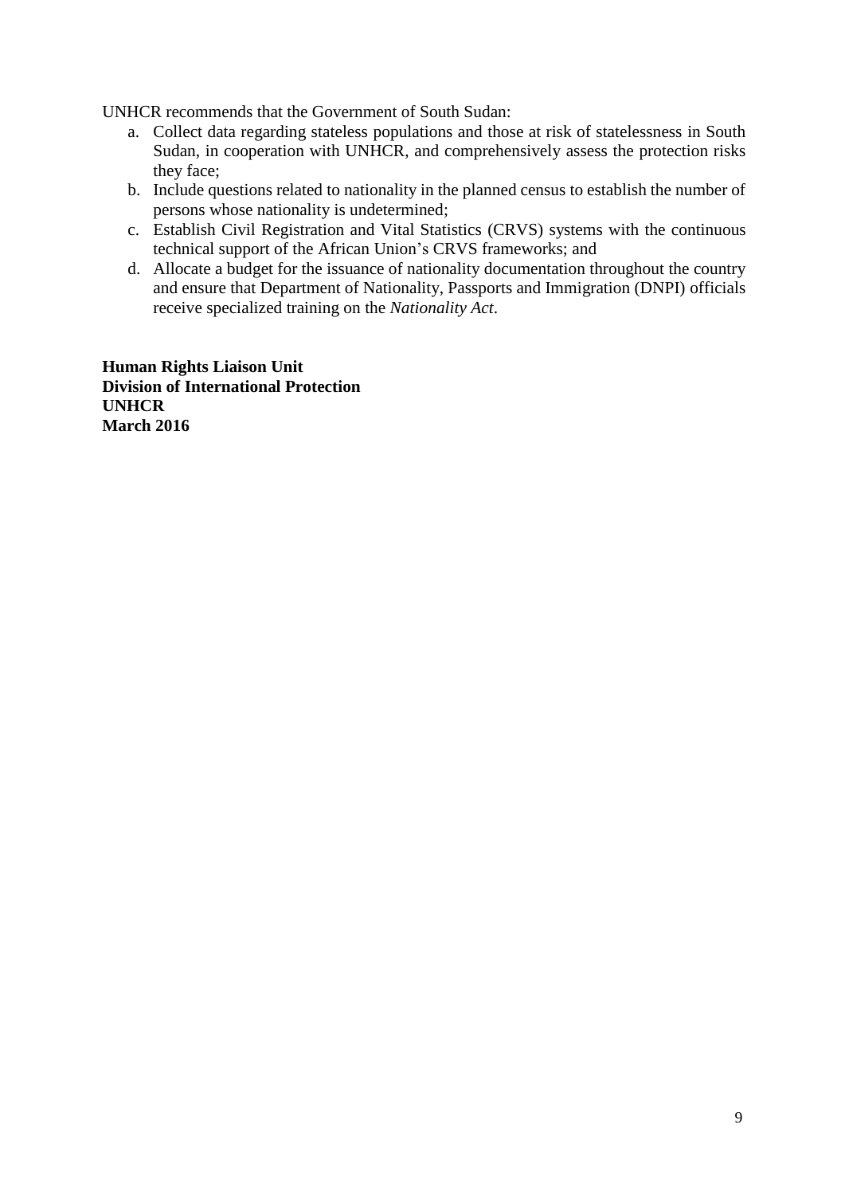UNHCR recommends that the Government of South Sudan:

a. Collect data regarding stateless populations and those at risk of statelessness in South Sudan, in cooperation with UNHCR, and comprehensively assess the protection risks they face;
b. Include questions related to nationality in the planned census to establish the number of persons whose nationality is undetermined;
c. Establish Civil Registration and Vital Statistics (CRVS) systems with the continuous technical support of the African Union's CRVS frameworks; and
d. Allocate a budget for the issuance of nationality documentation throughout the country and ensure that Department of Nationality, Passports and Immigration (DNPI) officials receive specialized training on the *Nationality Act*.

**Human Rights Liaison Unit**
**Division of International Protection**
**UNHCR**
**March 2016**